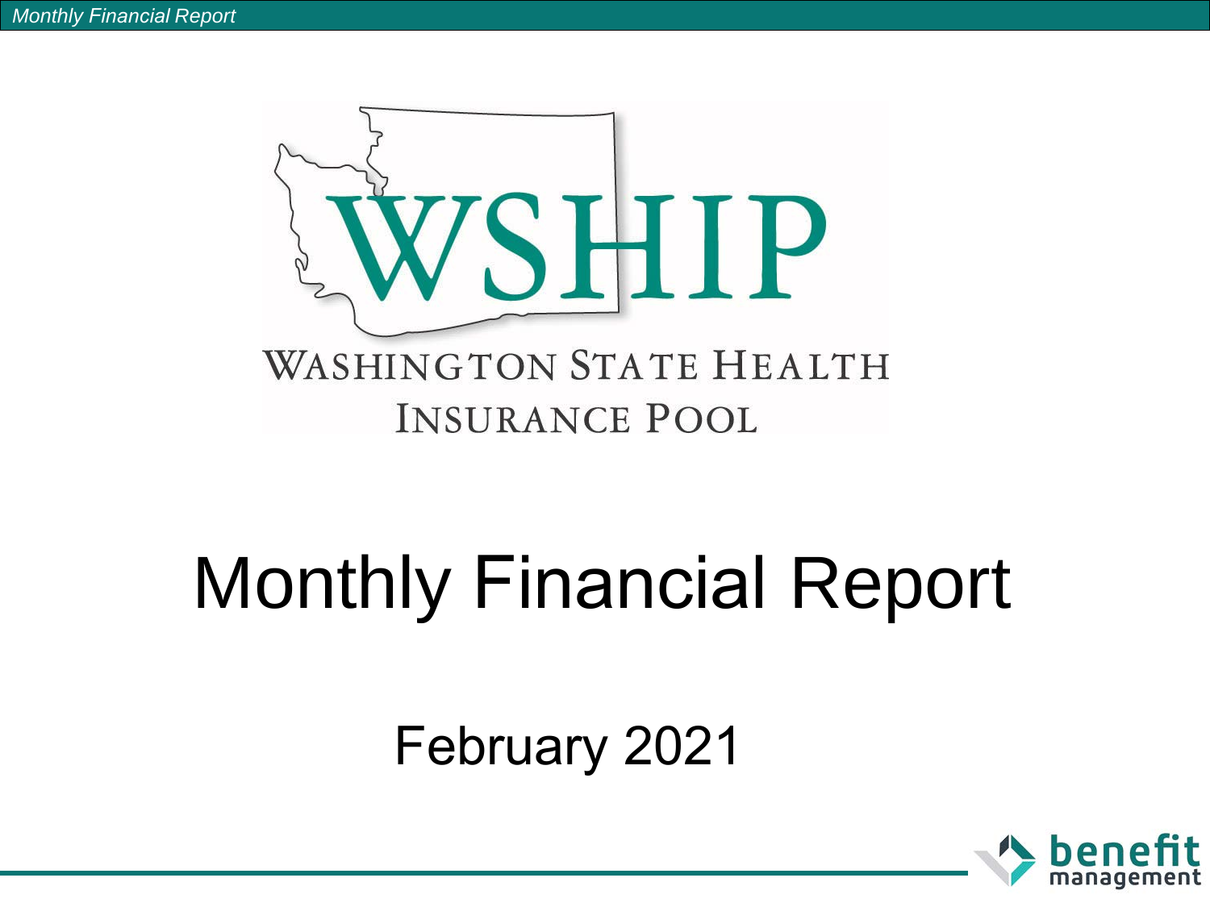# WSHIP

WASHINGTON STATE HEALTH INSURANCE POOL

# Monthly Financial Report

## February 2021

benefit management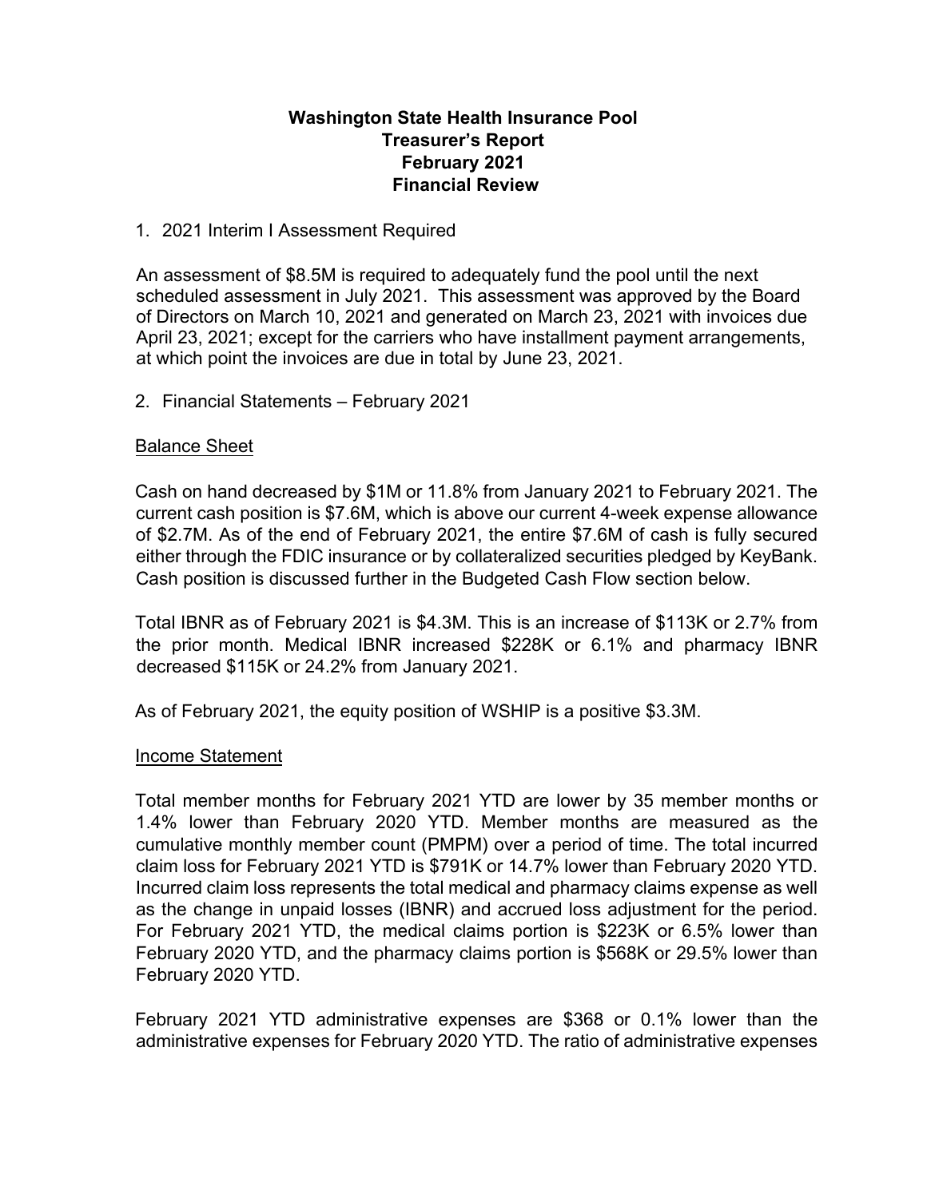**Washington State Health Insurance Pool**
**Treasurer's Report**
**February 2021**
**Financial Review**

1. 2021 Interim I Assessment Required

An assessment of $8.5M is required to adequately fund the pool until the next scheduled assessment in July 2021. This assessment was approved by the Board of Directors on March 10, 2021 and generated on March 23, 2021 with invoices due April 23, 2021; except for the carriers who have installment payment arrangements, at which point the invoices are due in total by June 23, 2021.

2. Financial Statements – February 2021

Balance Sheet

Cash on hand decreased by $1M or 11.8% from January 2021 to February 2021. The current cash position is $7.6M, which is above our current 4-week expense allowance of $2.7M. As of the end of February 2021, the entire $7.6M of cash is fully secured either through the FDIC insurance or by collateralized securities pledged by KeyBank. Cash position is discussed further in the Budgeted Cash Flow section below.

Total IBNR as of February 2021 is $4.3M. This is an increase of $113K or 2.7% from the prior month. Medical IBNR increased $228K or 6.1% and pharmacy IBNR decreased $115K or 24.2% from January 2021.

As of February 2021, the equity position of WSHIP is a positive $3.3M.

Income Statement

Total member months for February 2021 YTD are lower by 35 member months or 1.4% lower than February 2020 YTD. Member months are measured as the cumulative monthly member count (PMPM) over a period of time. The total incurred claim loss for February 2021 YTD is $791K or 14.7% lower than February 2020 YTD. Incurred claim loss represents the total medical and pharmacy claims expense as well as the change in unpaid losses (IBNR) and accrued loss adjustment for the period. For February 2021 YTD, the medical claims portion is $223K or 6.5% lower than February 2020 YTD, and the pharmacy claims portion is $568K or 29.5% lower than February 2020 YTD.

February 2021 YTD administrative expenses are $368 or 0.1% lower than the administrative expenses for February 2020 YTD. The ratio of administrative expenses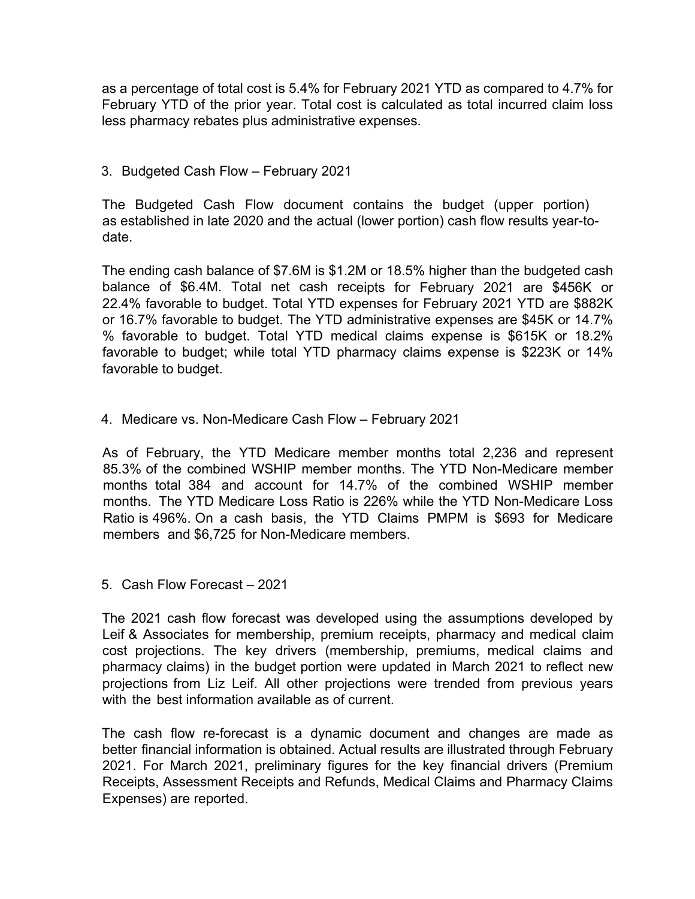as a percentage of total cost is 5.4% for February 2021 YTD as compared to 4.7% for February YTD of the prior year. Total cost is calculated as total incurred claim loss less pharmacy rebates plus administrative expenses.

3. Budgeted Cash Flow – February 2021

The Budgeted Cash Flow document contains the budget (upper portion) as established in late 2020 and the actual (lower portion) cash flow results year-to-date.

The ending cash balance of $7.6M is $1.2M or 18.5% higher than the budgeted cash balance of $6.4M. Total net cash receipts for February 2021 are $456K or 22.4% favorable to budget. Total YTD expenses for February 2021 YTD are $882K or 16.7% favorable to budget. The YTD administrative expenses are $45K or 14.7% % favorable to budget. Total YTD medical claims expense is $615K or 18.2% favorable to budget; while total YTD pharmacy claims expense is $223K or 14% favorable to budget.

4. Medicare vs. Non-Medicare Cash Flow – February 2021

As of February, the YTD Medicare member months total 2,236 and represent 85.3% of the combined WSHIP member months. The YTD Non-Medicare member months total 384 and account for 14.7% of the combined WSHIP member months. The YTD Medicare Loss Ratio is 226% while the YTD Non-Medicare Loss Ratio is 496%. On a cash basis, the YTD Claims PMPM is $693 for Medicare members and $6,725 for Non-Medicare members.

5. Cash Flow Forecast – 2021

The 2021 cash flow forecast was developed using the assumptions developed by Leif & Associates for membership, premium receipts, pharmacy and medical claim cost projections. The key drivers (membership, premiums, medical claims and pharmacy claims) in the budget portion were updated in March 2021 to reflect new projections from Liz Leif. All other projections were trended from previous years with the best information available as of current.

The cash flow re-forecast is a dynamic document and changes are made as better financial information is obtained. Actual results are illustrated through February 2021. For March 2021, preliminary figures for the key financial drivers (Premium Receipts, Assessment Receipts and Refunds, Medical Claims and Pharmacy Claims Expenses) are reported.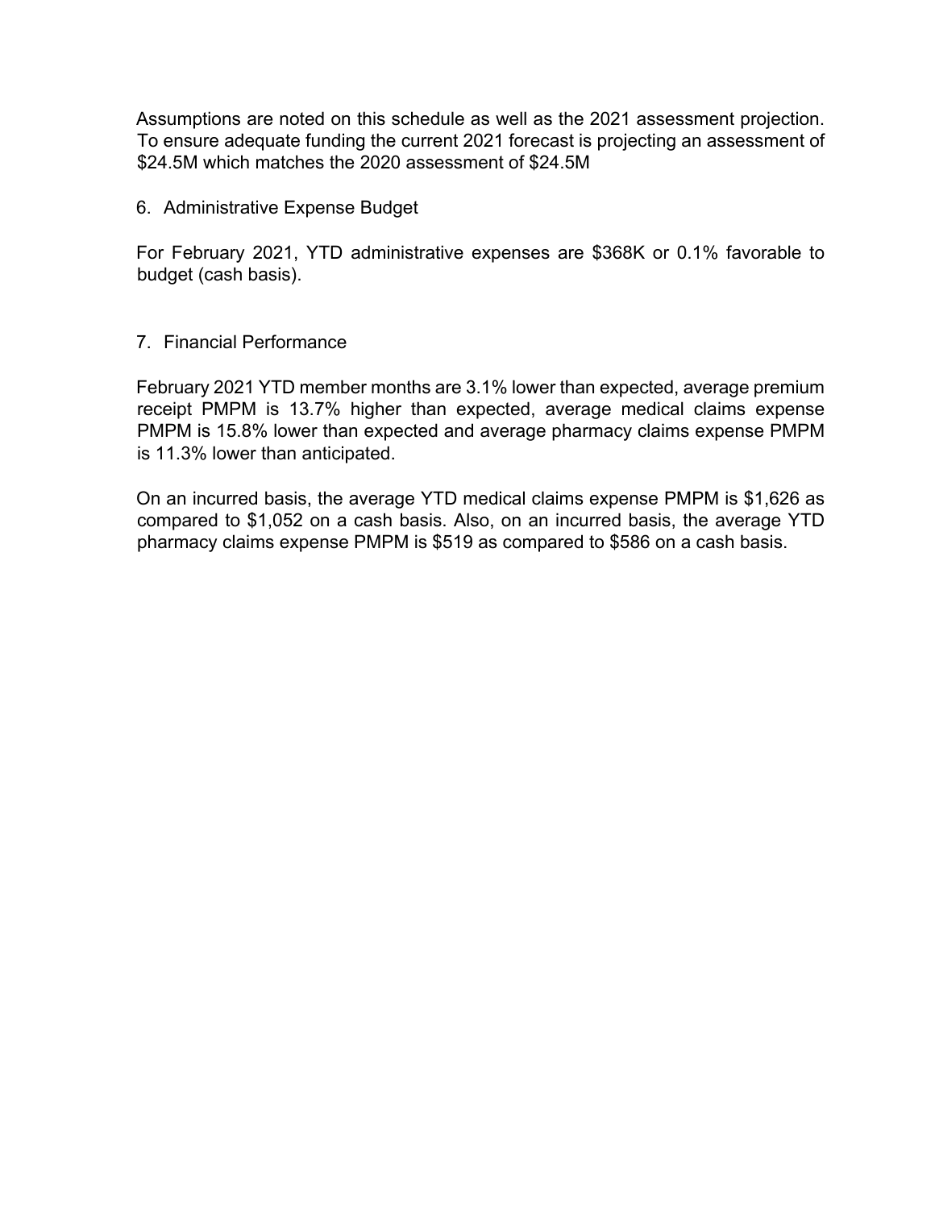Assumptions are noted on this schedule as well as the 2021 assessment projection. To ensure adequate funding the current 2021 forecast is projecting an assessment of $24.5M which matches the 2020 assessment of $24.5M

6. Administrative Expense Budget

For February 2021, YTD administrative expenses are $368K or 0.1% favorable to budget (cash basis).

7. Financial Performance

February 2021 YTD member months are 3.1% lower than expected, average premium receipt PMPM is 13.7% higher than expected, average medical claims expense PMPM is 15.8% lower than expected and average pharmacy claims expense PMPM is 11.3% lower than anticipated.

On an incurred basis, the average YTD medical claims expense PMPM is $1,626 as compared to $1,052 on a cash basis. Also, on an incurred basis, the average YTD pharmacy claims expense PMPM is $519 as compared to $586 on a cash basis.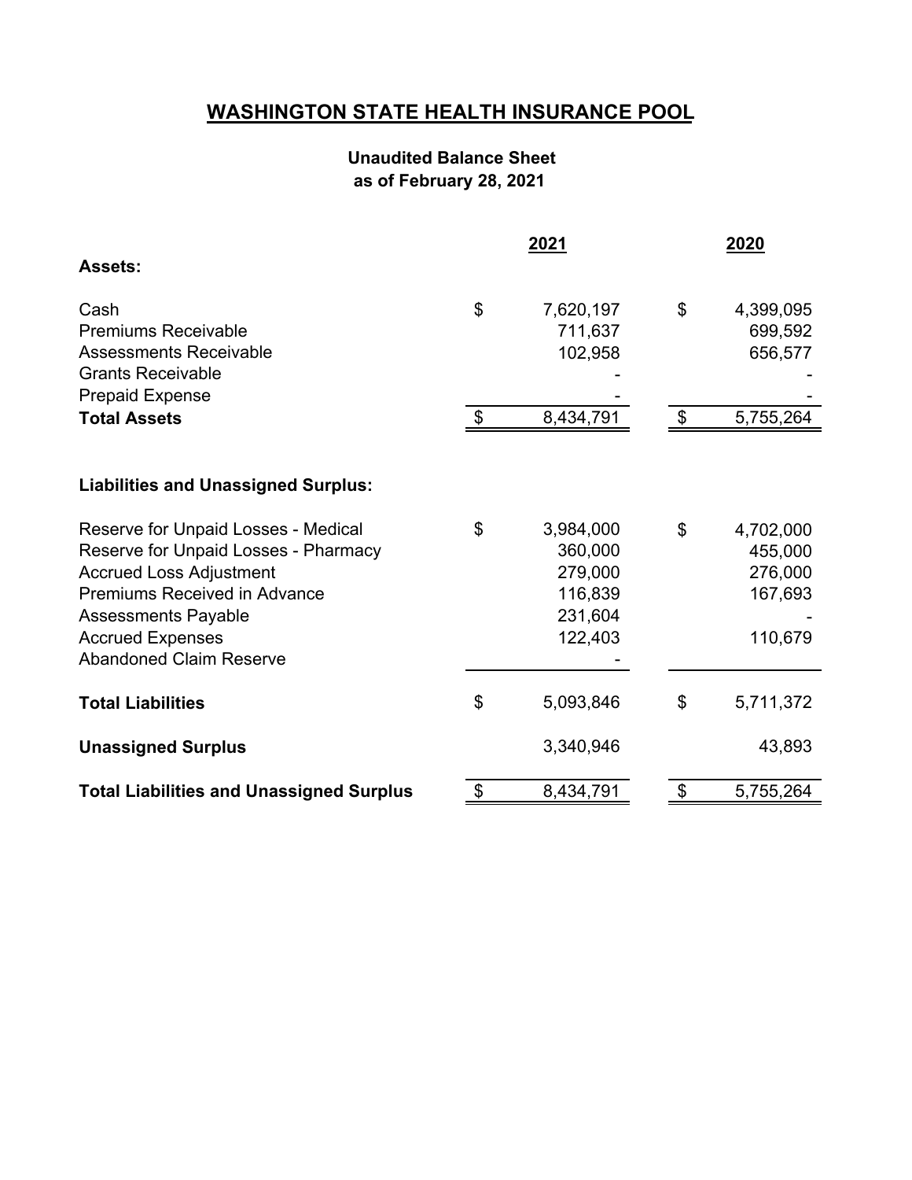# WASHINGTON STATE HEALTH INSURANCE POOL

### Unaudited Balance Sheet
### as of February 28, 2021

| | 2021 | 2020 |
|---|---|---|
| **Assets:** | | |
| Cash | $ 7,620,197 | $ 4,399,095 |
| Premiums Receivable | 711,637 | 699,592 |
| Assessments Receivable | 102,958 | 656,577 |
| Grants Receivable | - | - |
| Prepaid Expense | - | - |
| **Total Assets** | $ 8,434,791 | $ 5,755,264 |
| | | |
| **Liabilities and Unassigned Surplus:** | | |
| Reserve for Unpaid Losses - Medical | $ 3,984,000 | $ 4,702,000 |
| Reserve for Unpaid Losses - Pharmacy | 360,000 | 455,000 |
| Accrued Loss Adjustment | 279,000 | 276,000 |
| Premiums Received in Advance | 116,839 | 167,693 |
| Assessments Payable | 231,604 | - |
| Accrued Expenses | 122,403 | 110,679 |
| Abandoned Claim Reserve | - | |
| **Total Liabilities** | $ 5,093,846 | $ 5,711,372 |
| **Unassigned Surplus** | 3,340,946 | 43,893 |
| **Total Liabilities and Unassigned Surplus** | $ 8,434,791 | $ 5,755,264 |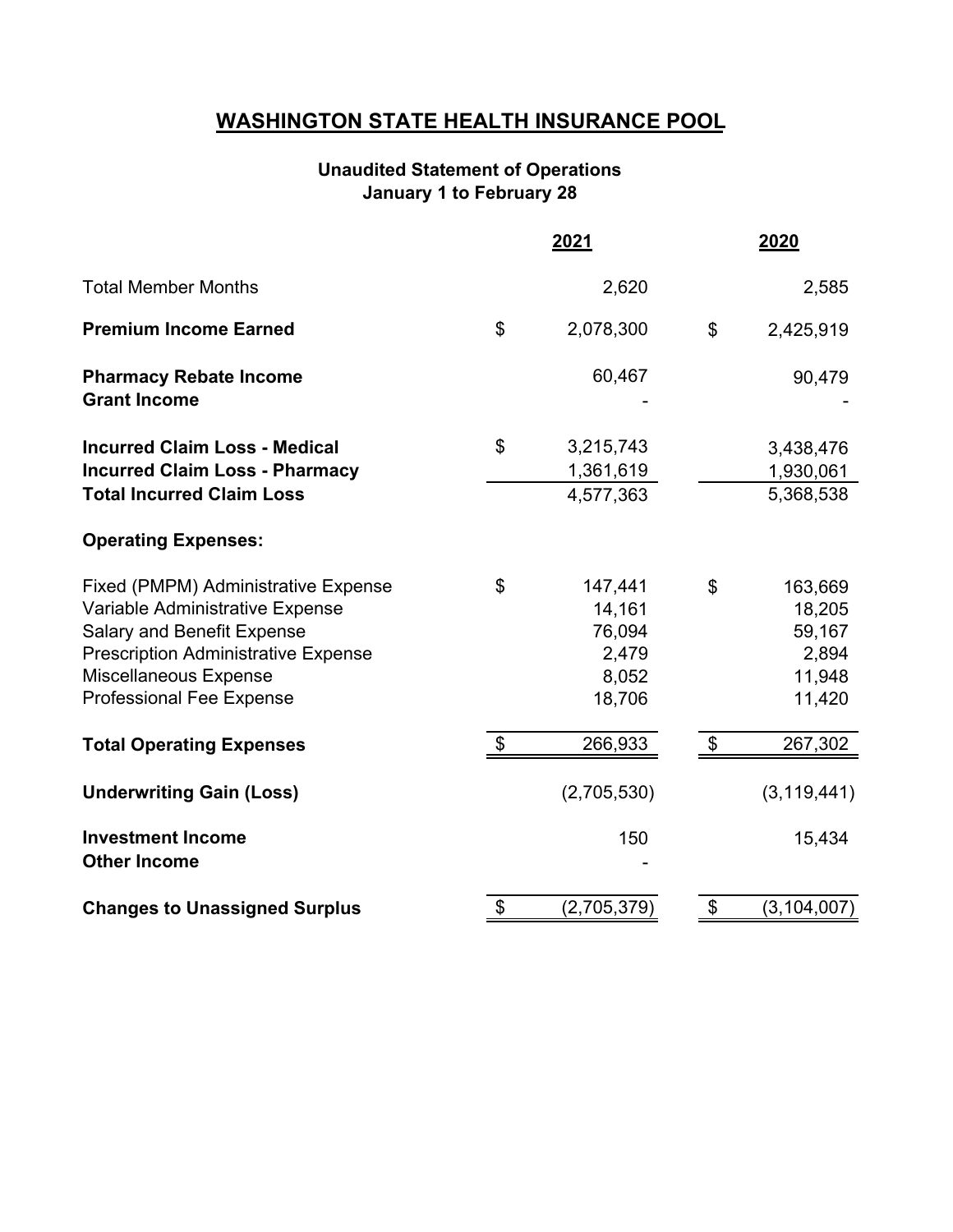# WASHINGTON STATE HEALTH INSURANCE POOL

**Unaudited Statement of Operations**
**January 1 to February 28**

| | 2021 | 2020 |
|---|---|---|
| Total Member Months | 2,620 | 2,585 |
| **Premium Income Earned** | $ 2,078,300 | $ 2,425,919 |
| **Pharmacy Rebate Income** | 60,467 | 90,479 |
| **Grant Income** | - | - |
| **Incurred Claim Loss - Medical** | $ 3,215,743 | 3,438,476 |
| **Incurred Claim Loss - Pharmacy** | 1,361,619 | 1,930,061 |
| **Total Incurred Claim Loss** | 4,577,363 | 5,368,538 |
| **Operating Expenses:** | | |
| Fixed (PMPM) Administrative Expense | $ 147,441 | $ 163,669 |
| Variable Administrative Expense | 14,161 | 18,205 |
| Salary and Benefit Expense | 76,094 | 59,167 |
| Prescription Administrative Expense | 2,479 | 2,894 |
| Miscellaneous Expense | 8,052 | 11,948 |
| Professional Fee Expense | 18,706 | 11,420 |
| **Total Operating Expenses** | $ 266,933 | $ 267,302 |
| **Underwriting Gain (Loss)** | (2,705,530) | (3,119,441) |
| **Investment Income** | 150 | 15,434 |
| **Other Income** | - | |
| **Changes to Unassigned Surplus** | $ (2,705,379) | $ (3,104,007) |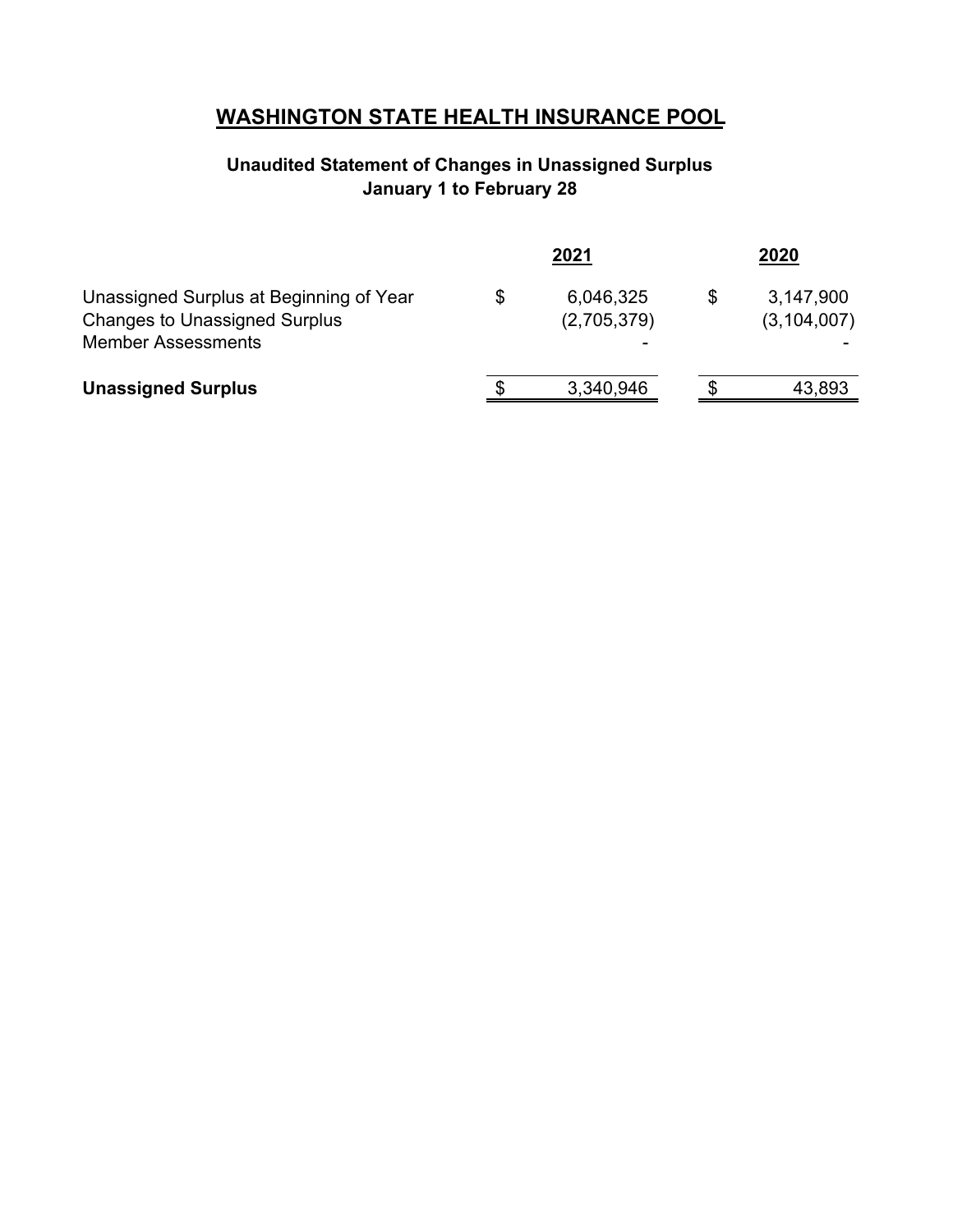# WASHINGTON STATE HEALTH INSURANCE POOL

### Unaudited Statement of Changes in Unassigned Surplus
### January 1 to February 28

| | 2021 | 2020 |
|---|---|---|
| Unassigned Surplus at Beginning of Year | $ 6,046,325 | $ 3,147,900 |
| Changes to Unassigned Surplus | (2,705,379) | (3,104,007) |
| Member Assessments | - | - |
| **Unassigned Surplus** | $ 3,340,946 | $ 43,893 |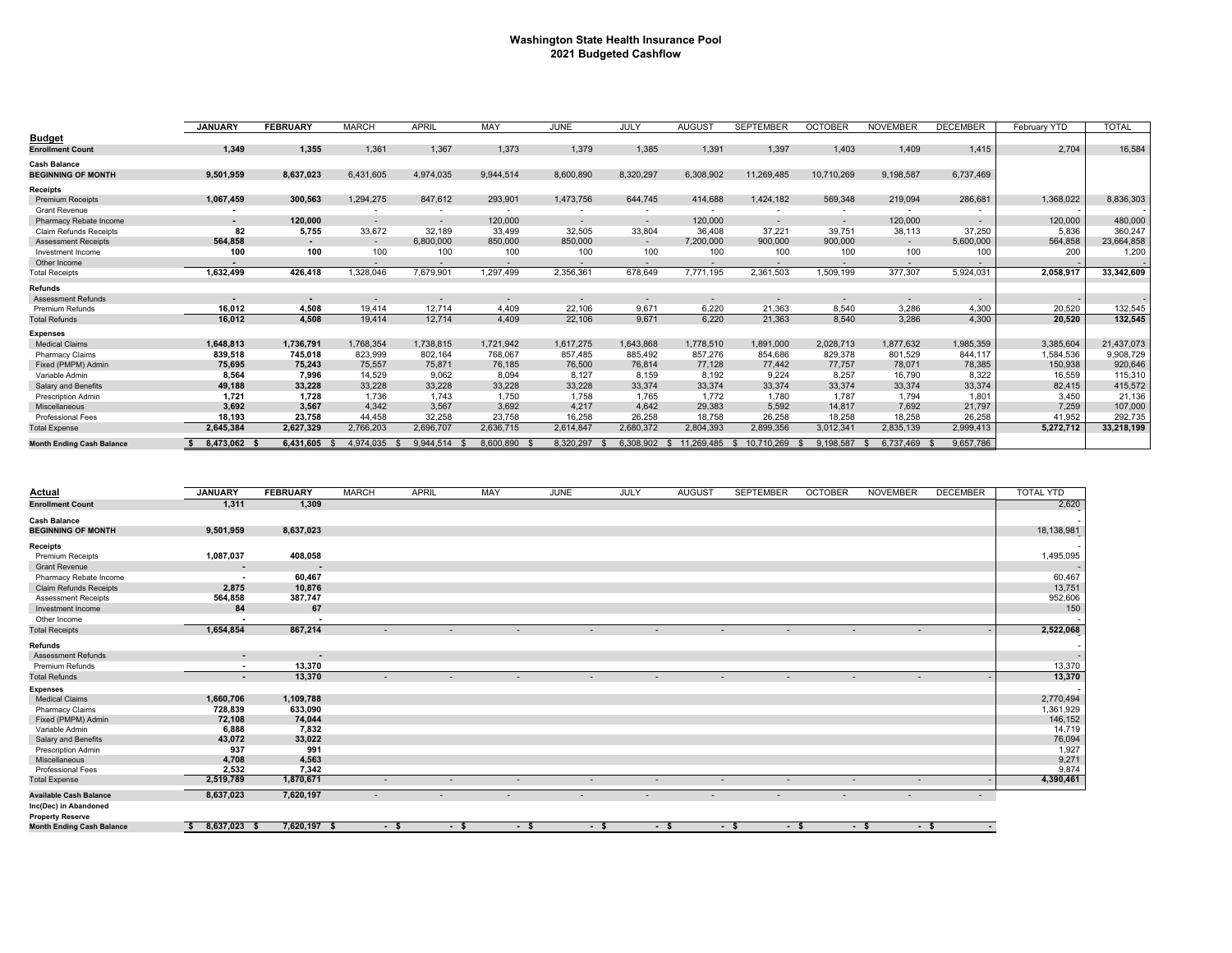# Washington State Health Insurance Pool
## 2021 Budgeted Cashflow

| | JANUARY | FEBRUARY | MARCH | APRIL | MAY | JUNE | JULY | AUGUST | SEPTEMBER | OCTOBER | NOVEMBER | DECEMBER | February YTD | TOTAL |
|---|---|---|---|---|---|---|---|---|---|---|---|---|---|---|
| **Budget** | | | | | | | | | | | | | | |
| **Enrollment Count** | **1,349** | **1,355** | 1,361 | 1,367 | 1,373 | 1,379 | 1,385 | 1,391 | 1,397 | 1,403 | 1,409 | 1,415 | 2,704 | 16,584 |
| **Cash Balance** | | | | | | | | | | | | | | |
| **BEGINNING OF MONTH** | **9,501,959** | **8,637,023** | 6,431,605 | 4,974,035 | 9,944,514 | 8,600,890 | 8,320,297 | 6,308,902 | 11,269,485 | 10,710,269 | 9,198,587 | 6,737,469 | | |
| **Receipts** | | | | | | | | | | | | | | |
| Premium Receipts | **1,067,459** | **300,563** | 1,294,275 | 847,612 | 293,901 | 1,473,756 | 644,745 | 414,688 | 1,424,182 | 569,348 | 219,094 | 286,681 | 1,368,022 | 8,836,303 |
| Grant Revenue | **-** | | - | - | - | - | - | - | - | - | - | - | - | - |
| Pharmacy Rebate Income | **-** | **120,000** | - | - | 120,000 | - | - | 120,000 | - | - | 120,000 | - | 120,000 | 480,000 |
| Claim Refunds Receipts | **82** | **5,755** | 33,672 | 32,189 | 33,499 | 32,505 | 33,804 | 36,408 | 37,221 | 39,751 | 38,113 | 37,250 | 5,836 | 360,247 |
| Assessment Receipts | **564,858** | **-** | - | 6,800,000 | 850,000 | 850,000 | - | 7,200,000 | 900,000 | 900,000 | - | 5,600,000 | 564,858 | 23,664,858 |
| Investment Income | **100** | **100** | 100 | 100 | 100 | 100 | 100 | 100 | 100 | 100 | 100 | 100 | 200 | 1,200 |
| Other Income | **-** | | - | - | - | - | - | - | - | - | - | - | - | - |
| Total Receipts | **1,632,499** | **426,418** | 1,328,046 | 7,679,901 | 1,297,499 | 2,356,361 | 678,649 | 7,771,195 | 2,361,503 | 1,509,199 | 377,307 | 5,924,031 | **2,058,917** | **33,342,609** |
| **Refunds** | | | | | | | | | | | | | | |
| Assessment Refunds | **-** | **-** | - | - | - | - | - | - | - | - | - | - | - | - |
| Premium Refunds | **16,012** | **4,508** | 19,414 | 12,714 | 4,409 | 22,106 | 9,671 | 6,220 | 21,363 | 8,540 | 3,286 | 4,300 | 20,520 | 132,545 |
| Total Refunds | **16,012** | **4,508** | 19,414 | 12,714 | 4,409 | 22,106 | 9,671 | 6,220 | 21,363 | 8,540 | 3,286 | 4,300 | **20,520** | **132,545** |
| **Expenses** | | | | | | | | | | | | | | |
| Medical Claims | **1,648,813** | **1,736,791** | 1,768,354 | 1,738,815 | 1,721,942 | 1,617,275 | 1,643,868 | 1,778,510 | 1,891,000 | 2,028,713 | 1,877,632 | 1,985,359 | 3,385,604 | 21,437,073 |
| Pharmacy Claims | **839,518** | **745,018** | 823,999 | 802,164 | 768,067 | 857,485 | 885,492 | 857,276 | 854,686 | 829,378 | 801,529 | 844,117 | 1,584,536 | 9,908,729 |
| Fixed (PMPM) Admin | **75,695** | **75,243** | 75,557 | 75,871 | 76,185 | 76,500 | 76,814 | 77,128 | 77,442 | 77,757 | 78,071 | 78,385 | 150,938 | 920,646 |
| Variable Admin | **8,564** | **7,996** | 14,529 | 9,062 | 8,094 | 8,127 | 8,159 | 8,192 | 9,224 | 8,257 | 16,790 | 8,322 | 16,559 | 115,310 |
| Salary and Benefits | **49,188** | **33,228** | 33,228 | 33,228 | 33,228 | 33,228 | 33,374 | 33,374 | 33,374 | 33,374 | 33,374 | 33,374 | 82,415 | 415,572 |
| Prescription Admin | **1,721** | **1,728** | 1,736 | 1,743 | 1,750 | 1,758 | 1,765 | 1,772 | 1,780 | 1,787 | 1,794 | 1,801 | 3,450 | 21,136 |
| Miscellaneous | **3,692** | **3,567** | 4,342 | 3,567 | 3,692 | 4,217 | 4,642 | 29,383 | 5,592 | 14,817 | 7,692 | 21,797 | 7,259 | 107,000 |
| Professional Fees | **18,193** | **23,758** | 44,458 | 32,258 | 23,758 | 16,258 | 26,258 | 18,758 | 26,258 | 18,258 | 18,258 | 26,258 | 41,952 | 292,735 |
| Total Expense | **2,645,384** | **2,627,329** | 2,766,203 | 2,696,707 | 2,636,715 | 2,614,847 | 2,680,372 | 2,804,393 | 2,899,356 | 3,012,341 | 2,835,139 | 2,999,413 | **5,272,712** | **33,218,199** |
| **Month Ending Cash Balance** | **$ 8,473,062** | **$ 6,431,605** | $ 4,974,035 | $ 9,944,514 | $ 8,600,890 | $ 8,320,297 | $ 6,308,902 | $ 11,269,485 | $ 10,710,269 | $ 9,198,587 | $ 6,737,469 | $ 9,657,786 | | |

| **Actual** | JANUARY | FEBRUARY | MARCH | APRIL | MAY | JUNE | JULY | AUGUST | SEPTEMBER | OCTOBER | NOVEMBER | DECEMBER | TOTAL YTD |
|---|---|---|---|---|---|---|---|---|---|---|---|---|---|
| **Enrollment Count** | **1,311** | **1,309** | | | | | | | | | | | 2,620 |
| **Cash Balance** | | | | | | | | | | | | | - |
| **BEGINNING OF MONTH** | **9,501,959** | **8,637,023** | | | | | | | | | | | 18,138,981 |
| **Receipts** | | | | | | | | | | | | | - |
| Premium Receipts | **1,087,037** | **408,058** | | | | | | | | | | | 1,495,095 |
| Grant Revenue | **-** | **-** | | | | | | | | | | | - |
| Pharmacy Rebate Income | **-** | **60,467** | | | | | | | | | | | 60,467 |
| Claim Refunds Receipts | **2,875** | **10,876** | | | | | | | | | | | 13,751 |
| Assessment Receipts | **564,858** | **387,747** | | | | | | | | | | | 952,606 |
| Investment Income | **84** | **67** | | | | | | | | | | | 150 |
| Other Income | **-** | **-** | | | | | | | | | | | - |
| Total Receipts | **1,654,854** | **867,214** | - | - | - | - | - | - | - | - | - | - | **2,522,068** |
| **Refunds** | | | | | | | | | | | | | - |
| Assessment Refunds | **-** | **-** | | | | | | | | | | | - |
| Premium Refunds | **-** | **13,370** | | | | | | | | | | | 13,370 |
| Total Refunds | **-** | **13,370** | - | - | - | - | - | - | - | - | - | - | **13,370** |
| **Expenses** | | | | | | | | | | | | | - |
| Medical Claims | **1,660,706** | **1,109,788** | | | | | | | | | | | 2,770,494 |
| Pharmacy Claims | **728,839** | **633,090** | | | | | | | | | | | 1,361,929 |
| Fixed (PMPM) Admin | **72,108** | **74,044** | | | | | | | | | | | 146,152 |
| Variable Admin | **6,888** | **7,832** | | | | | | | | | | | 14,719 |
| Salary and Benefits | **43,072** | **33,022** | | | | | | | | | | | 76,094 |
| Prescription Admin | **937** | **991** | | | | | | | | | | | 1,927 |
| Miscellaneous | **4,708** | **4,563** | | | | | | | | | | | 9,271 |
| Professional Fees | **2,532** | **7,342** | | | | | | | | | | | 9,874 |
| Total Expense | **2,519,789** | **1,870,671** | - | - | - | - | - | - | - | - | - | - | **4,390,461** |
| **Available Cash Balance** | **8,637,023** | **7,620,197** | - | - | - | - | - | - | - | - | - | - | |
| **Inc(Dec) in Abandoned Property Reserve** | | | | | | | | | | | | | |
| **Month Ending Cash Balance** | **$ 8,637,023** | **$ 7,620,197** | $ - | $ - | $ - | $ - | $ - | $ - | $ - | $ - | $ - | $ - | |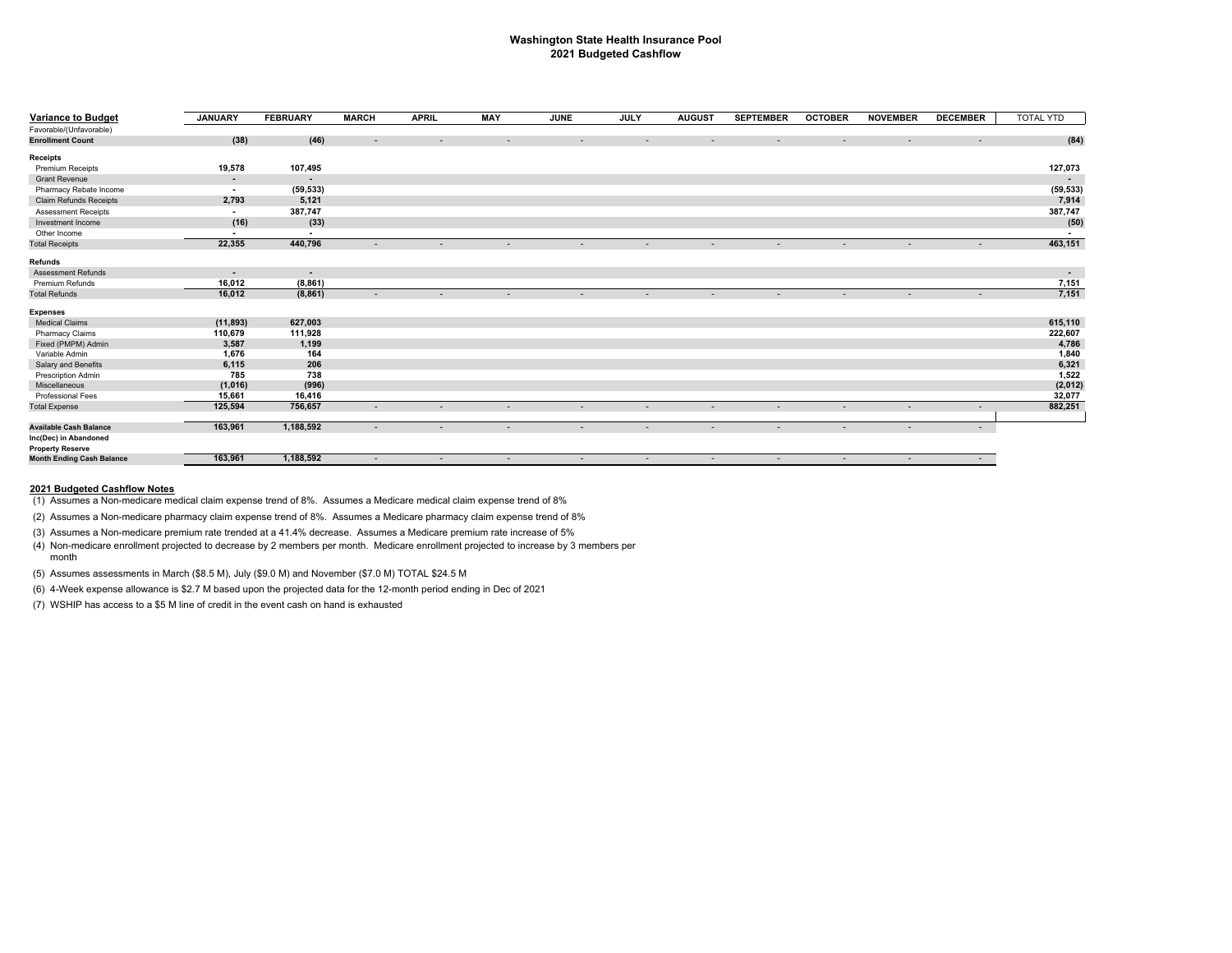## Washington State Health Insurance Pool
## 2021 Budgeted Cashflow

| Variance to Budget | JANUARY | FEBRUARY | MARCH | APRIL | MAY | JUNE | JULY | AUGUST | SEPTEMBER | OCTOBER | NOVEMBER | DECEMBER | TOTAL YTD |
|---|---|---|---|---|---|---|---|---|---|---|---|---|---|
| Favorable/(Unfavorable) | | | | | | | | | | | | | |
| **Enrollment Count** | (38) | (46) | - | - | - | - | - | - | - | - | - | - | (84) |
| **Receipts** | | | | | | | | | | | | | |
| Premium Receipts | 19,578 | 107,495 | | | | | | | | | | | 127,073 |
| Grant Revenue | - | - | | | | | | | | | | | - |
| Pharmacy Rebate Income | - | (59,533) | | | | | | | | | | | (59,533) |
| Claim Refunds Receipts | 2,793 | 5,121 | | | | | | | | | | | 7,914 |
| Assessment Receipts | - | 387,747 | | | | | | | | | | | 387,747 |
| Investment Income | (16) | (33) | | | | | | | | | | | (50) |
| Other Income | - | - | | | | | | | | | | | - |
| Total Receipts | 22,355 | 440,796 | - | - | - | - | - | - | - | - | - | - | 463,151 |
| **Refunds** | | | | | | | | | | | | | |
| Assessment Refunds | - | - | | | | | | | | | | | - |
| Premium Refunds | 16,012 | (8,861) | | | | | | | | | | | 7,151 |
| Total Refunds | 16,012 | (8,861) | - | - | - | - | - | - | - | - | - | - | 7,151 |
| **Expenses** | | | | | | | | | | | | | |
| Medical Claims | (11,893) | 627,003 | | | | | | | | | | | 615,110 |
| Pharmacy Claims | 110,679 | 111,928 | | | | | | | | | | | 222,607 |
| Fixed (PMPM) Admin | 3,587 | 1,199 | | | | | | | | | | | 4,786 |
| Variable Admin | 1,676 | 164 | | | | | | | | | | | 1,840 |
| Salary and Benefits | 6,115 | 206 | | | | | | | | | | | 6,321 |
| Prescription Admin | 785 | 738 | | | | | | | | | | | 1,522 |
| Miscellaneous | (1,016) | (996) | | | | | | | | | | | (2,012) |
| Professional Fees | 15,661 | 16,416 | | | | | | | | | | | 32,077 |
| Total Expense | 125,594 | 756,657 | - | - | - | - | - | - | - | - | - | - | 882,251 |
| **Available Cash Balance** | 163,961 | 1,188,592 | - | - | - | - | - | - | - | - | - | - | |
| **Inc(Dec) in Abandoned Property Reserve** | | | | | | | | | | | | | |
| **Month Ending Cash Balance** | 163,961 | 1,188,592 | - | - | - | - | - | - | - | - | - | - | |

**2021 Budgeted Cashflow Notes**

(1) Assumes a Non-medicare medical claim expense trend of 8%. Assumes a Medicare medical claim expense trend of 8%

(2) Assumes a Non-medicare pharmacy claim expense trend of 8%. Assumes a Medicare pharmacy claim expense trend of 8%

(3) Assumes a Non-medicare premium rate trended at a 41.4% decrease. Assumes a Medicare premium rate increase of 5%

(4) Non-medicare enrollment projected to decrease by 2 members per month. Medicare enrollment projected to increase by 3 members per month

(5) Assumes assessments in March ($8.5 M), July ($9.0 M) and November ($7.0 M) TOTAL $24.5 M

(6) 4-Week expense allowance is $2.7 M based upon the projected data for the 12-month period ending in Dec of 2021

(7) WSHIP has access to a $5 M line of credit in the event cash on hand is exhausted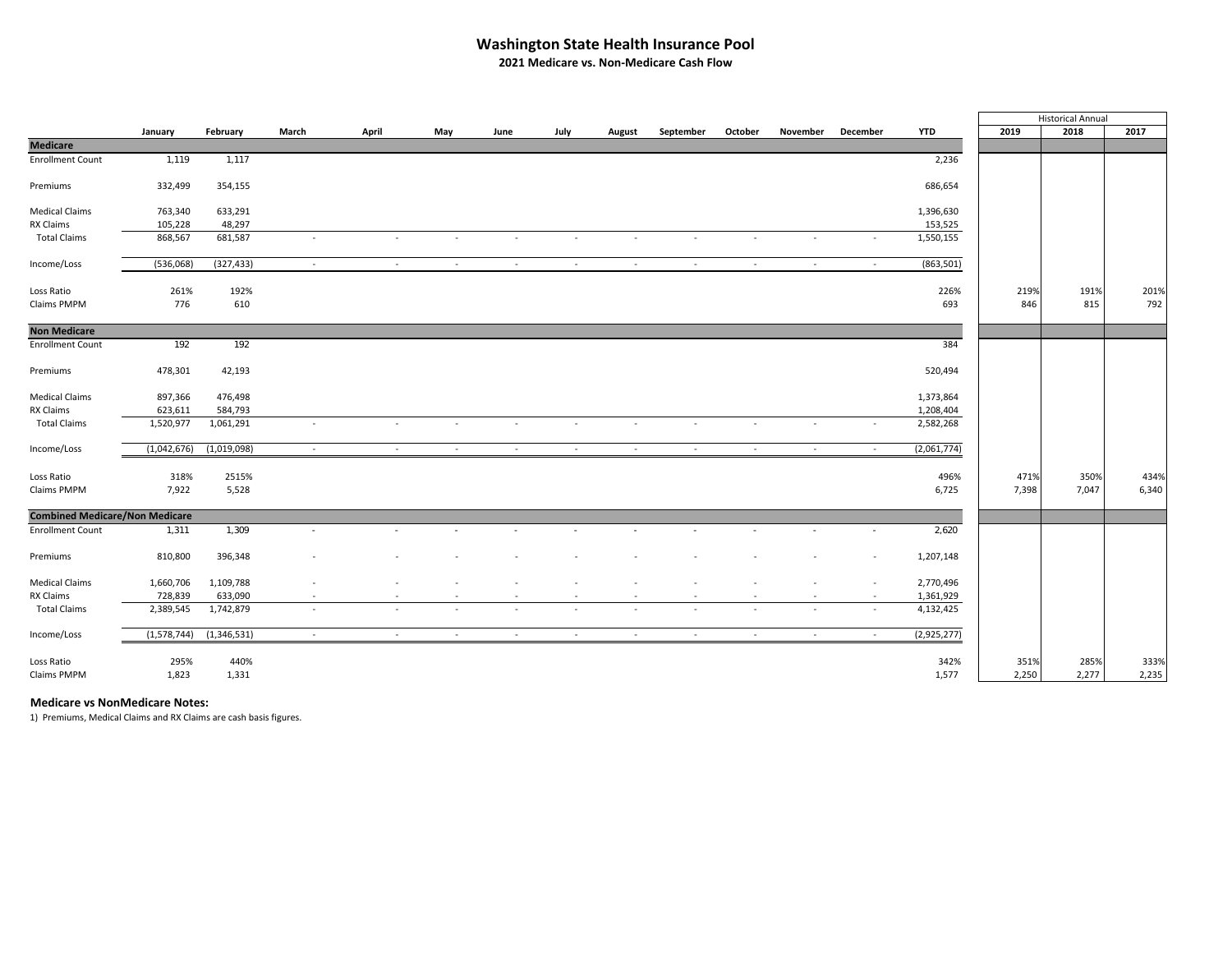# Washington State Health Insurance Pool

## 2021 Medicare vs. Non-Medicare Cash Flow

| | January | February | March | April | May | June | July | August | September | October | November | December | YTD | Historical Annual 2019 | 2018 | 2017 |
|---|---|---|---|---|---|---|---|---|---|---|---|---|---|---|---|---|
| **Medicare** | | | | | | | | | | | | | | | | |
| Enrollment Count | 1,119 | 1,117 | | | | | | | | | | | 2,236 | | | |
| Premiums | 332,499 | 354,155 | | | | | | | | | | | 686,654 | | | |
| Medical Claims | 763,340 | 633,291 | | | | | | | | | | | 1,396,630 | | | |
| RX Claims | 105,228 | 48,297 | | | | | | | | | | | 153,525 | | | |
| Total Claims | 868,567 | 681,587 | - | - | - | - | - | - | - | - | - | - | 1,550,155 | | | |
| Income/Loss | (536,068) | (327,433) | - | - | - | - | - | - | - | - | - | - | (863,501) | | | |
| Loss Ratio | 261% | 192% | | | | | | | | | | | 226% | 219% | 191% | 201% |
| Claims PMPM | 776 | 610 | | | | | | | | | | | 693 | 846 | 815 | 792 |
| **Non Medicare** | | | | | | | | | | | | | | | | |
| Enrollment Count | 192 | 192 | | | | | | | | | | | 384 | | | |
| Premiums | 478,301 | 42,193 | | | | | | | | | | | 520,494 | | | |
| Medical Claims | 897,366 | 476,498 | | | | | | | | | | | 1,373,864 | | | |
| RX Claims | 623,611 | 584,793 | | | | | | | | | | | 1,208,404 | | | |
| Total Claims | 1,520,977 | 1,061,291 | - | - | - | - | - | - | - | - | - | - | 2,582,268 | | | |
| Income/Loss | (1,042,676) | (1,019,098) | - | - | - | - | - | - | - | - | - | - | (2,061,774) | | | |
| Loss Ratio | 318% | 2515% | | | | | | | | | | | 496% | 471% | 350% | 434% |
| Claims PMPM | 7,922 | 5,528 | | | | | | | | | | | 6,725 | 7,398 | 7,047 | 6,340 |
| **Combined Medicare/Non Medicare** | | | | | | | | | | | | | | | | |
| Enrollment Count | 1,311 | 1,309 | - | - | - | - | - | - | - | - | - | - | 2,620 | | | |
| Premiums | 810,800 | 396,348 | - | - | - | - | - | - | - | - | - | - | 1,207,148 | | | |
| Medical Claims | 1,660,706 | 1,109,788 | - | - | - | - | - | - | - | - | - | - | 2,770,496 | | | |
| RX Claims | 728,839 | 633,090 | - | - | - | - | - | - | - | - | - | - | 1,361,929 | | | |
| Total Claims | 2,389,545 | 1,742,879 | - | - | - | - | - | - | - | - | - | - | 4,132,425 | | | |
| Income/Loss | (1,578,744) | (1,346,531) | - | - | - | - | - | - | - | - | - | - | (2,925,277) | | | |
| Loss Ratio | 295% | 440% | | | | | | | | | | | 342% | 351% | 285% | 333% |
| Claims PMPM | 1,823 | 1,331 | | | | | | | | | | | 1,577 | 2,250 | 2,277 | 2,235 |

**Medicare vs NonMedicare Notes:**

1) Premiums, Medical Claims and RX Claims are cash basis figures.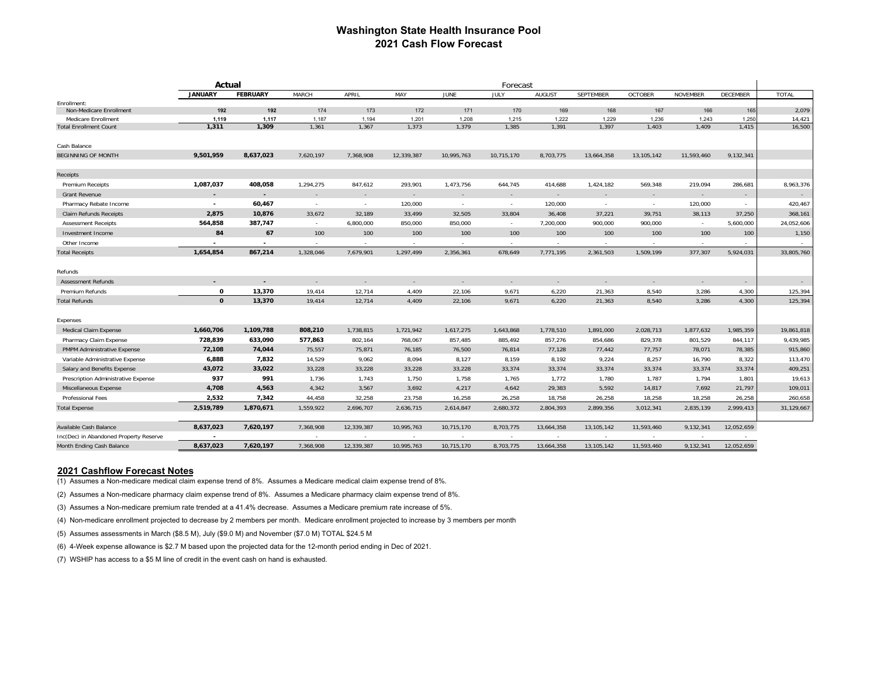# Washington State Health Insurance Pool
## 2021 Cash Flow Forecast

| | Actual | | Forecast | | | | | | | | | | |
|---|---|---|---|---|---|---|---|---|---|---|---|---|---|
| | JANUARY | FEBRUARY | MARCH | APRIL | MAY | JUNE | JULY | AUGUST | SEPTEMBER | OCTOBER | NOVEMBER | DECEMBER | TOTAL |
| Enrollment: | | | | | | | | | | | | | |
| Non-Medicare Enrollment | 192 | 192 | 174 | 173 | 172 | 171 | 170 | 169 | 168 | 167 | 166 | 165 | 2,079 |
| Medicare Enrollment | 1,119 | 1,117 | 1,187 | 1,194 | 1,201 | 1,208 | 1,215 | 1,222 | 1,229 | 1,236 | 1,243 | 1,250 | 14,421 |
| Total Enrollment Count | 1,311 | 1,309 | 1,361 | 1,367 | 1,373 | 1,379 | 1,385 | 1,391 | 1,397 | 1,403 | 1,409 | 1,415 | 16,500 |
| Cash Balance | | | | | | | | | | | | | |
| BEGINNING OF MONTH | 9,501,959 | 8,637,023 | 7,620,197 | 7,368,908 | 12,339,387 | 10,995,763 | 10,715,170 | 8,703,775 | 13,664,358 | 13,105,142 | 11,593,460 | 9,132,341 | |
| Receipts | | | | | | | | | | | | | |
| Premium Receipts | 1,087,037 | 408,058 | 1,294,275 | 847,612 | 293,901 | 1,473,756 | 644,745 | 414,688 | 1,424,182 | 569,348 | 219,094 | 286,681 | 8,963,376 |
| Grant Revenue | - | - | - | - | - | - | - | - | - | - | - | - | - |
| Pharmacy Rebate Income | - | 60,467 | - | - | 120,000 | - | - | 120,000 | - | - | 120,000 | - | 420,467 |
| Claim Refunds Receipts | 2,875 | 10,876 | 33,672 | 32,189 | 33,499 | 32,505 | 33,804 | 36,408 | 37,221 | 39,751 | 38,113 | 37,250 | 368,161 |
| Assessment Receipts | 564,858 | 387,747 | - | 6,800,000 | 850,000 | 850,000 | - | 7,200,000 | 900,000 | 900,000 | - | 5,600,000 | 24,052,606 |
| Investment Income | 84 | 67 | 100 | 100 | 100 | 100 | 100 | 100 | 100 | 100 | 100 | 100 | 1,150 |
| Other Income | - | - | - | - | - | - | - | - | - | - | - | - | - |
| Total Receipts | 1,654,854 | 867,214 | 1,328,046 | 7,679,901 | 1,297,499 | 2,356,361 | 678,649 | 7,771,195 | 2,361,503 | 1,509,199 | 377,307 | 5,924,031 | 33,805,760 |
| Refunds | | | | | | | | | | | | | |
| Assessment Refunds | - | - | - | - | - | - | - | - | - | - | - | - | - |
| Premium Refunds | 0 | 13,370 | 19,414 | 12,714 | 4,409 | 22,106 | 9,671 | 6,220 | 21,363 | 8,540 | 3,286 | 4,300 | 125,394 |
| Total Refunds | 0 | 13,370 | 19,414 | 12,714 | 4,409 | 22,106 | 9,671 | 6,220 | 21,363 | 8,540 | 3,286 | 4,300 | 125,394 |
| Expenses | | | | | | | | | | | | | |
| Medical Claim Expense | 1,660,706 | 1,109,788 | 808,210 | 1,738,815 | 1,721,942 | 1,617,275 | 1,643,868 | 1,778,510 | 1,891,000 | 2,028,713 | 1,877,632 | 1,985,359 | 19,861,818 |
| Pharmacy Claim Expense | 728,839 | 633,090 | 577,863 | 802,164 | 768,067 | 857,485 | 885,492 | 857,276 | 854,686 | 829,378 | 801,529 | 844,117 | 9,439,985 |
| PMPM Administrative Expense | 72,108 | 74,044 | 75,557 | 75,871 | 76,185 | 76,500 | 76,814 | 77,128 | 77,442 | 77,757 | 78,071 | 78,385 | 915,860 |
| Variable Administrative Expense | 6,888 | 7,832 | 14,529 | 9,062 | 8,094 | 8,127 | 8,159 | 8,192 | 9,224 | 8,257 | 16,790 | 8,322 | 113,470 |
| Salary and Benefits Expense | 43,072 | 33,022 | 33,228 | 33,228 | 33,228 | 33,228 | 33,374 | 33,374 | 33,374 | 33,374 | 33,374 | 33,374 | 409,251 |
| Prescription Administrative Expense | 937 | 991 | 1,736 | 1,743 | 1,750 | 1,758 | 1,765 | 1,772 | 1,780 | 1,787 | 1,794 | 1,801 | 19,613 |
| Miscellaneous Expense | 4,708 | 4,563 | 4,342 | 3,567 | 3,692 | 4,217 | 4,642 | 29,383 | 5,592 | 14,817 | 7,692 | 21,797 | 109,011 |
| Professional Fees | 2,532 | 7,342 | 44,458 | 32,258 | 23,758 | 16,258 | 26,258 | 18,758 | 26,258 | 18,258 | 18,258 | 26,258 | 260,658 |
| Total Expense | 2,519,789 | 1,870,671 | 1,559,922 | 2,696,707 | 2,636,715 | 2,614,847 | 2,680,372 | 2,804,393 | 2,899,356 | 3,012,341 | 2,835,139 | 2,999,413 | 31,129,667 |
| Available Cash Balance | 8,637,023 | 7,620,197 | 7,368,908 | 12,339,387 | 10,995,763 | 10,715,170 | 8,703,775 | 13,664,358 | 13,105,142 | 11,593,460 | 9,132,341 | 12,052,659 | |
| Inc(Dec) in Abandoned Property Reserve | - | | - | - | - | - | - | - | - | - | - | - | |
| Month Ending Cash Balance | 8,637,023 | 7,620,197 | 7,368,908 | 12,339,387 | 10,995,763 | 10,715,170 | 8,703,775 | 13,664,358 | 13,105,142 | 11,593,460 | 9,132,341 | 12,052,659 | |

## 2021 Cashflow Forecast Notes

(1) Assumes a Non-medicare medical claim expense trend of 8%. Assumes a Medicare medical claim expense trend of 8%.

(2) Assumes a Non-medicare pharmacy claim expense trend of 8%. Assumes a Medicare pharmacy claim expense trend of 8%.

(3) Assumes a Non-medicare premium rate trended at a 41.4% decrease. Assumes a Medicare premium rate increase of 5%.

(4) Non-medicare enrollment projected to decrease by 2 members per month. Medicare enrollment projected to increase by 3 members per month

(5) Assumes assessments in March ($8.5 M), July ($9.0 M) and November ($7.0 M) TOTAL $24.5 M

(6) 4-Week expense allowance is $2.7 M based upon the projected data for the 12-month period ending in Dec of 2021.

(7) WSHIP has access to a $5 M line of credit in the event cash on hand is exhausted.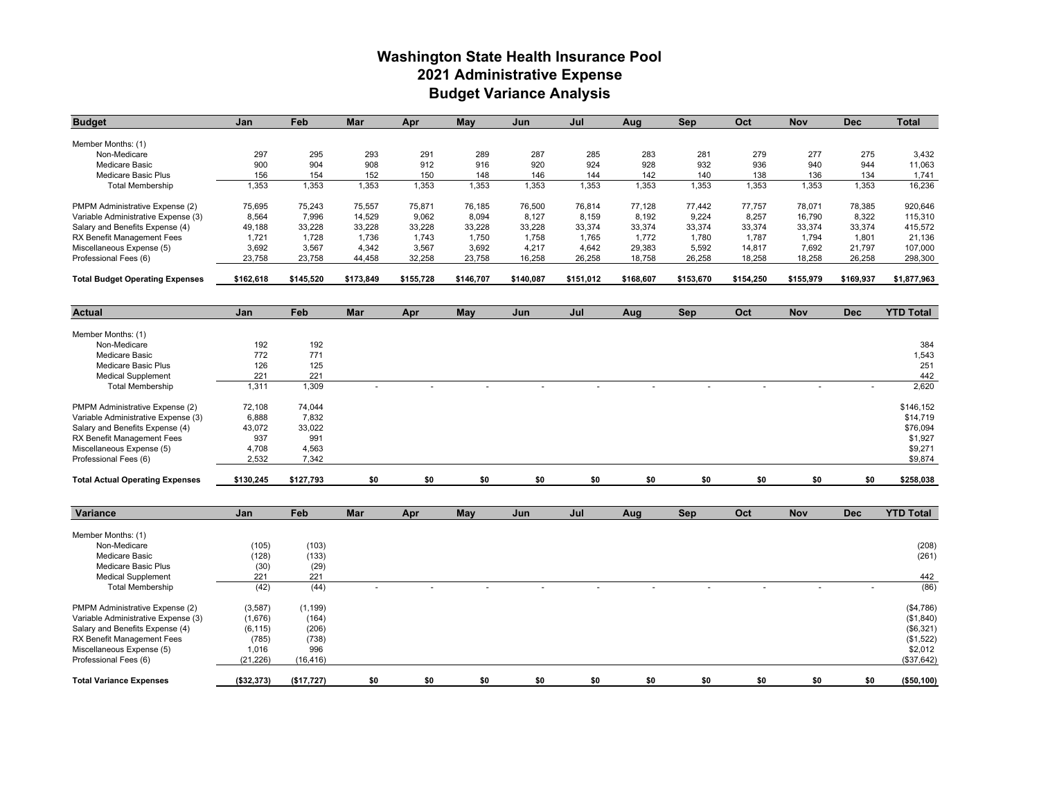# Washington State Health Insurance Pool
## 2021 Administrative Expense
## Budget Variance Analysis

| Budget | Jan | Feb | Mar | Apr | May | Jun | Jul | Aug | Sep | Oct | Nov | Dec | Total |
|---|---|---|---|---|---|---|---|---|---|---|---|---|---|
| Member Months: (1) | | | | | | | | | | | | | |
| Non-Medicare | 297 | 295 | 293 | 291 | 289 | 287 | 285 | 283 | 281 | 279 | 277 | 275 | 3,432 |
| Medicare Basic | 900 | 904 | 908 | 912 | 916 | 920 | 924 | 928 | 932 | 936 | 940 | 944 | 11,063 |
| Medicare Basic Plus | 156 | 154 | 152 | 150 | 148 | 146 | 144 | 142 | 140 | 138 | 136 | 134 | 1,741 |
| Total Membership | 1,353 | 1,353 | 1,353 | 1,353 | 1,353 | 1,353 | 1,353 | 1,353 | 1,353 | 1,353 | 1,353 | 1,353 | 16,236 |
| PMPM Administrative Expense (2) | 75,695 | 75,243 | 75,557 | 75,871 | 76,185 | 76,500 | 76,814 | 77,128 | 77,442 | 77,757 | 78,071 | 78,385 | 920,646 |
| Variable Administrative Expense (3) | 8,564 | 7,996 | 14,529 | 9,062 | 8,094 | 8,127 | 8,159 | 8,192 | 9,224 | 8,257 | 16,790 | 8,322 | 115,310 |
| Salary and Benefits Expense (4) | 49,188 | 33,228 | 33,228 | 33,228 | 33,228 | 33,228 | 33,374 | 33,374 | 33,374 | 33,374 | 33,374 | 33,374 | 415,572 |
| RX Benefit Management Fees | 1,721 | 1,728 | 1,736 | 1,743 | 1,750 | 1,758 | 1,765 | 1,772 | 1,780 | 1,787 | 1,794 | 1,801 | 21,136 |
| Miscellaneous Expense (5) | 3,692 | 3,567 | 4,342 | 3,567 | 3,692 | 4,217 | 4,642 | 29,383 | 5,592 | 14,817 | 7,692 | 21,797 | 107,000 |
| Professional Fees (6) | 23,758 | 23,758 | 44,458 | 32,258 | 23,758 | 16,258 | 26,258 | 18,758 | 26,258 | 18,258 | 18,258 | 26,258 | 298,300 |
| **Total Budget Operating Expenses** | **$162,618** | **$145,520** | **$173,849** | **$155,728** | **$146,707** | **$140,087** | **$151,012** | **$168,607** | **$153,670** | **$154,250** | **$155,979** | **$169,937** | **$1,877,963** |

| Actual | Jan | Feb | Mar | Apr | May | Jun | Jul | Aug | Sep | Oct | Nov | Dec | YTD Total |
|---|---|---|---|---|---|---|---|---|---|---|---|---|---|
| Member Months: (1) | | | | | | | | | | | | | |
| Non-Medicare | 192 | 192 | | | | | | | | | | | 384 |
| Medicare Basic | 772 | 771 | | | | | | | | | | | 1,543 |
| Medicare Basic Plus | 126 | 125 | | | | | | | | | | | 251 |
| Medical Supplement | 221 | 221 | | | | | | | | | | | 442 |
| Total Membership | 1,311 | 1,309 | - | - | - | - | - | - | - | - | - | - | 2,620 |
| PMPM Administrative Expense (2) | 72,108 | 74,044 | | | | | | | | | | | $146,152 |
| Variable Administrative Expense (3) | 6,888 | 7,832 | | | | | | | | | | | $14,719 |
| Salary and Benefits Expense (4) | 43,072 | 33,022 | | | | | | | | | | | $76,094 |
| RX Benefit Management Fees | 937 | 991 | | | | | | | | | | | $1,927 |
| Miscellaneous Expense (5) | 4,708 | 4,563 | | | | | | | | | | | $9,271 |
| Professional Fees (6) | 2,532 | 7,342 | | | | | | | | | | | $9,874 |
| **Total Actual Operating Expenses** | **$130,245** | **$127,793** | **$0** | **$0** | **$0** | **$0** | **$0** | **$0** | **$0** | **$0** | **$0** | **$0** | **$258,038** |

| Variance | Jan | Feb | Mar | Apr | May | Jun | Jul | Aug | Sep | Oct | Nov | Dec | YTD Total |
|---|---|---|---|---|---|---|---|---|---|---|---|---|---|
| Member Months: (1) | | | | | | | | | | | | | |
| Non-Medicare | (105) | (103) | | | | | | | | | | | (208) |
| Medicare Basic | (128) | (133) | | | | | | | | | | | (261) |
| Medicare Basic Plus | (30) | (29) | | | | | | | | | | | |
| Medical Supplement | 221 | 221 | | | | | | | | | | | 442 |
| Total Membership | (42) | (44) | - | - | - | - | - | - | - | - | - | - | (86) |
| PMPM Administrative Expense (2) | (3,587) | (1,199) | | | | | | | | | | | ($4,786) |
| Variable Administrative Expense (3) | (1,676) | (164) | | | | | | | | | | | ($1,840) |
| Salary and Benefits Expense (4) | (6,115) | (206) | | | | | | | | | | | ($6,321) |
| RX Benefit Management Fees | (785) | (738) | | | | | | | | | | | ($1,522) |
| Miscellaneous Expense (5) | 1,016 | 996 | | | | | | | | | | | $2,012 |
| Professional Fees (6) | (21,226) | (16,416) | | | | | | | | | | | ($37,642) |
| **Total Variance Expenses** | **($32,373)** | **($17,727)** | **$0** | **$0** | **$0** | **$0** | **$0** | **$0** | **$0** | **$0** | **$0** | **$0** | **($50,100)** |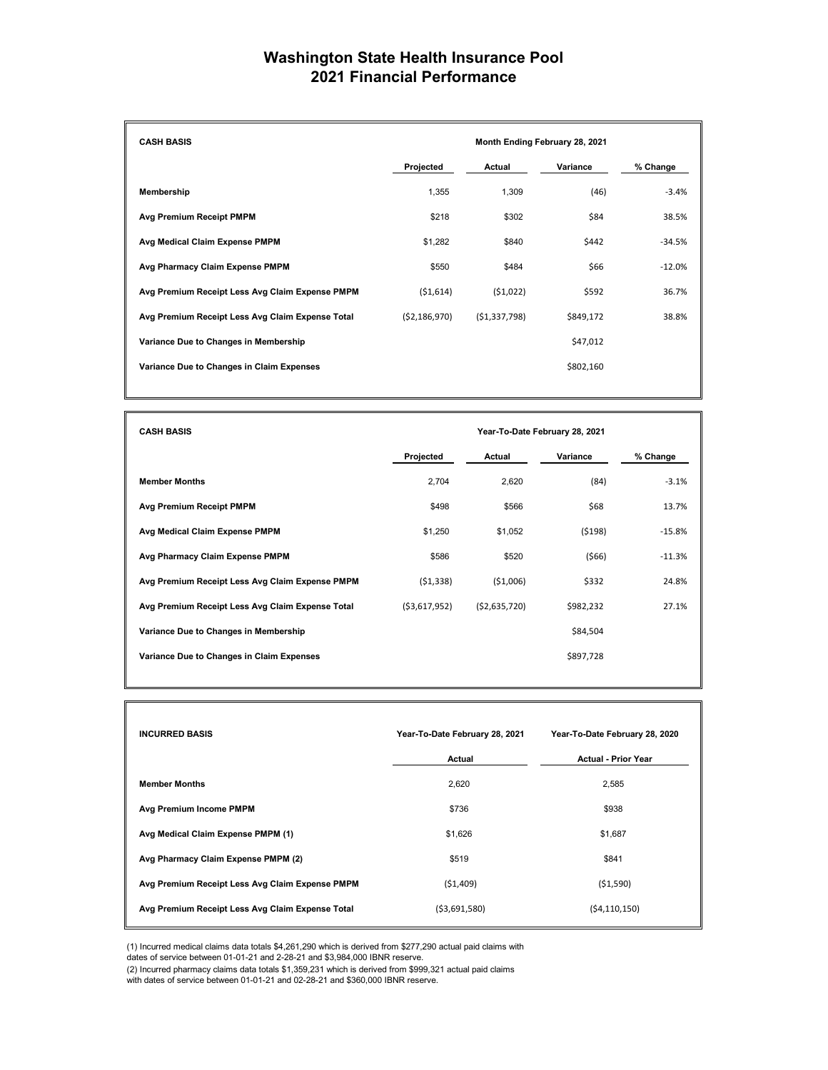# Washington State Health Insurance Pool
## 2021 Financial Performance

| CASH BASIS | Month Ending February 28, 2021 | | | |
|---|---|---|---|---|
| | Projected | Actual | Variance | % Change |
| Membership | 1,355 | 1,309 | (46) | -3.4% |
| Avg Premium Receipt PMPM | $218 | $302 | $84 | 38.5% |
| Avg Medical Claim Expense PMPM | $1,282 | $840 | $442 | -34.5% |
| Avg Pharmacy Claim Expense PMPM | $550 | $484 | $66 | -12.0% |
| Avg Premium Receipt Less Avg Claim Expense PMPM | ($1,614) | ($1,022) | $592 | 36.7% |
| Avg Premium Receipt Less Avg Claim Expense Total | ($2,186,970) | ($1,337,798) | $849,172 | 38.8% |
| Variance Due to Changes in Membership | | | $47,012 | |
| Variance Due to Changes in Claim Expenses | | | $802,160 | |

| CASH BASIS | Year-To-Date February 28, 2021 | | | |
|---|---|---|---|---|
| | Projected | Actual | Variance | % Change |
| Member Months | 2,704 | 2,620 | (84) | -3.1% |
| Avg Premium Receipt PMPM | $498 | $566 | $68 | 13.7% |
| Avg Medical Claim Expense PMPM | $1,250 | $1,052 | ($198) | -15.8% |
| Avg Pharmacy Claim Expense PMPM | $586 | $520 | ($66) | -11.3% |
| Avg Premium Receipt Less Avg Claim Expense PMPM | ($1,338) | ($1,006) | $332 | 24.8% |
| Avg Premium Receipt Less Avg Claim Expense Total | ($3,617,952) | ($2,635,720) | $982,232 | 27.1% |
| Variance Due to Changes in Membership | | | $84,504 | |
| Variance Due to Changes in Claim Expenses | | | $897,728 | |

| INCURRED BASIS | Year-To-Date February 28, 2021 | Year-To-Date February 28, 2020 |
|---|---|---|
| | Actual | Actual - Prior Year |
| Member Months | 2,620 | 2,585 |
| Avg Premium Income PMPM | $736 | $938 |
| Avg Medical Claim Expense PMPM (1) | $1,626 | $1,687 |
| Avg Pharmacy Claim Expense PMPM (2) | $519 | $841 |
| Avg Premium Receipt Less Avg Claim Expense PMPM | ($1,409) | ($1,590) |
| Avg Premium Receipt Less Avg Claim Expense Total | ($3,691,580) | ($4,110,150) |

(1) Incurred medical claims data totals $4,261,290 which is derived from $277,290 actual paid claims with dates of service between 01-01-21 and 2-28-21 and $3,984,000 IBNR reserve.

(2) Incurred pharmacy claims data totals $1,359,231 which is derived from $999,321 actual paid claims with dates of service between 01-01-21 and 02-28-21 and $360,000 IBNR reserve.